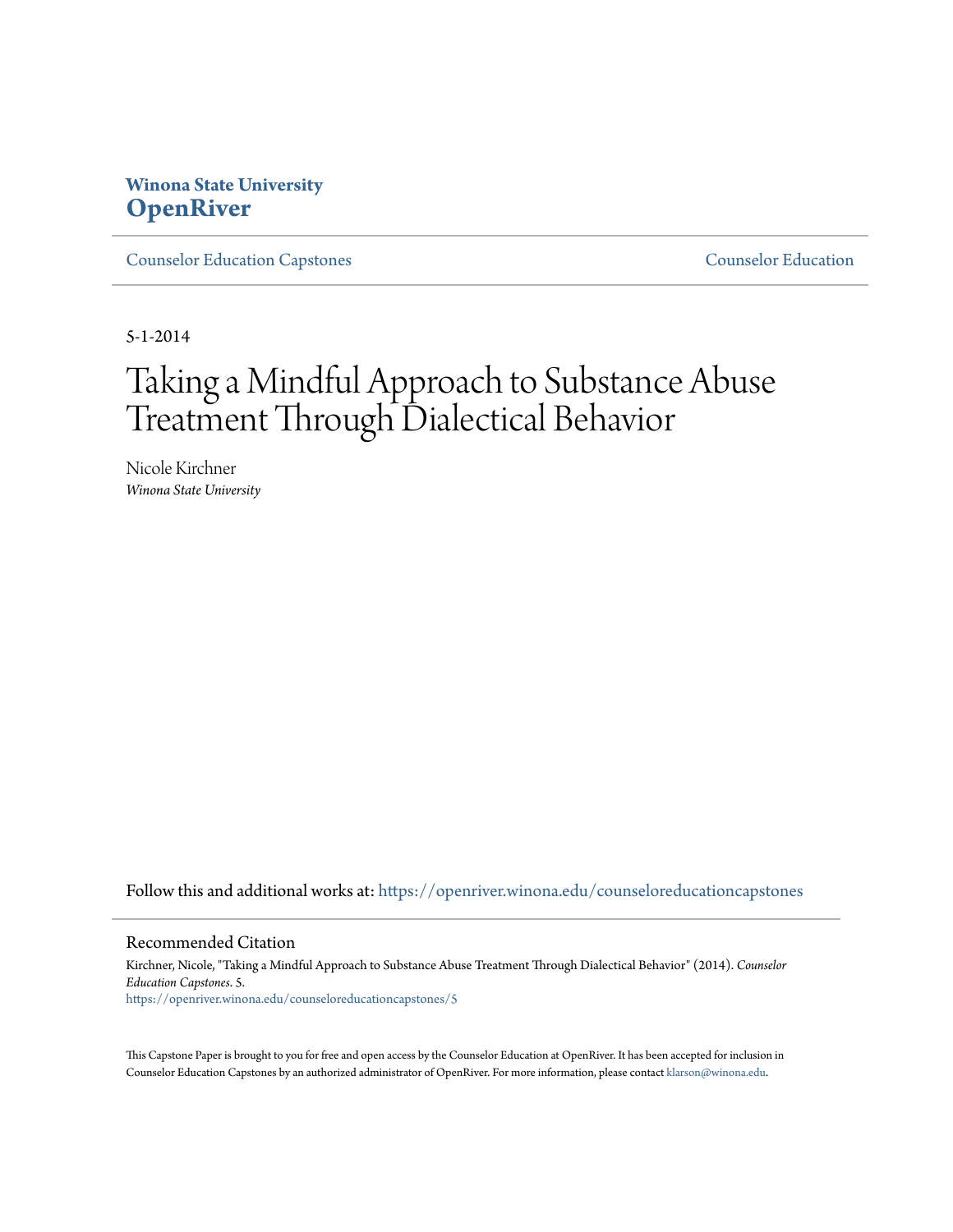Winona State University
**OpenRiver**

Counselor Education Capstones | Counselor Education

5-1-2014

# Taking a Mindful Approach to Substance Abuse Treatment Through Dialectical Behavior

Nicole Kirchner
*Winona State University*

Follow this and additional works at: https://openriver.winona.edu/counseloreducationcapstones

## Recommended Citation

Kirchner, Nicole, "Taking a Mindful Approach to Substance Abuse Treatment Through Dialectical Behavior" (2014). *Counselor Education Capstones*. 5.
https://openriver.winona.edu/counseloreducationcapstones/5

This Capstone Paper is brought to you for free and open access by the Counselor Education at OpenRiver. It has been accepted for inclusion in Counselor Education Capstones by an authorized administrator of OpenRiver. For more information, please contact klarson@winona.edu.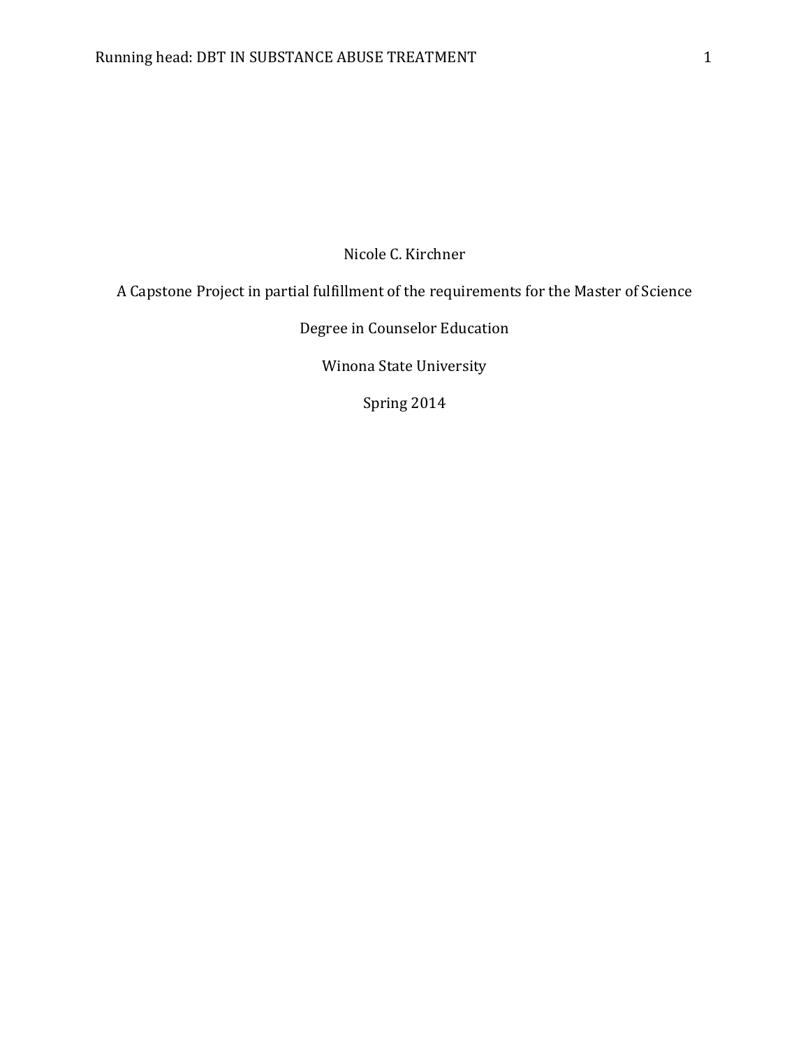Nicole C. Kirchner

A Capstone Project in partial fulfillment of the requirements for the Master of Science

Degree in Counselor Education

Winona State University

Spring 2014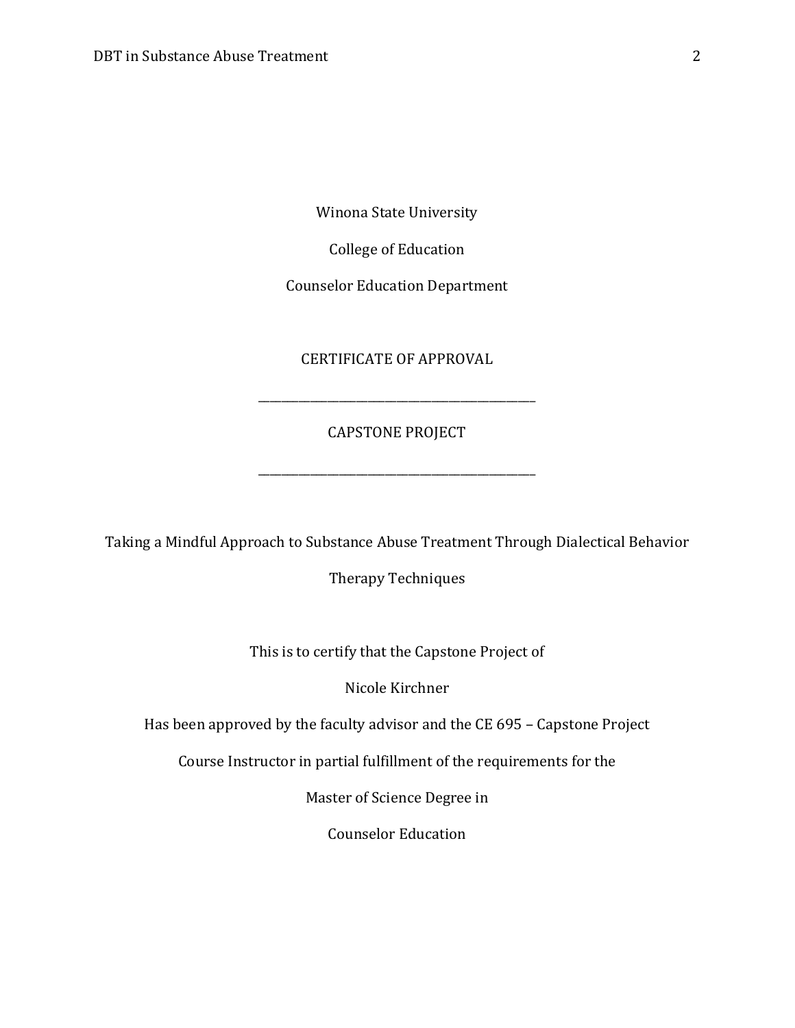Winona State University

College of Education

Counselor Education Department

CERTIFICATE OF APPROVAL

---

CAPSTONE PROJECT

---

Taking a Mindful Approach to Substance Abuse Treatment Through Dialectical Behavior Therapy Techniques

This is to certify that the Capstone Project of

Nicole Kirchner

Has been approved by the faculty advisor and the CE 695 – Capstone Project Course Instructor in partial fulfillment of the requirements for the

Master of Science Degree in

Counselor Education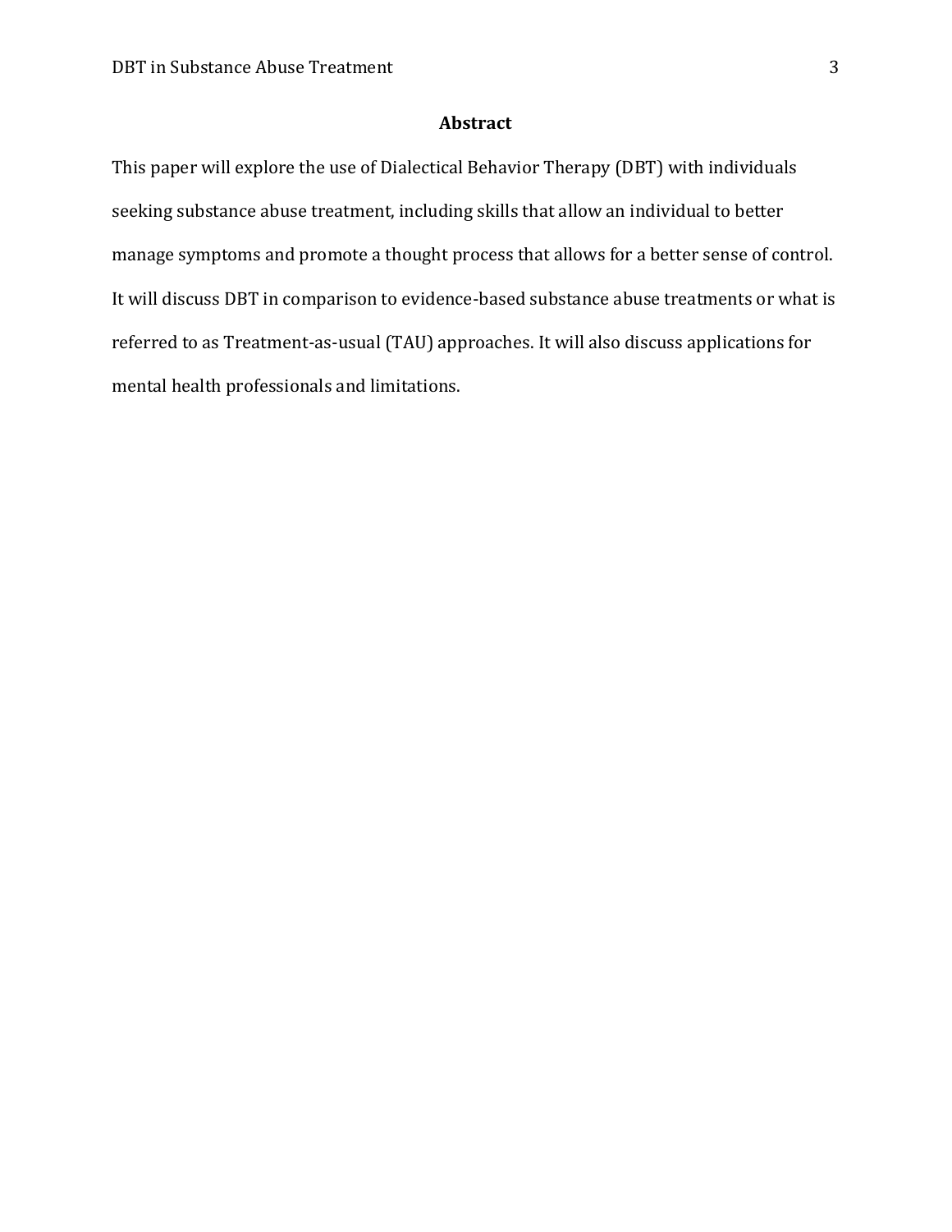## Abstract

This paper will explore the use of Dialectical Behavior Therapy (DBT) with individuals seeking substance abuse treatment, including skills that allow an individual to better manage symptoms and promote a thought process that allows for a better sense of control. It will discuss DBT in comparison to evidence-based substance abuse treatments or what is referred to as Treatment-as-usual (TAU) approaches. It will also discuss applications for mental health professionals and limitations.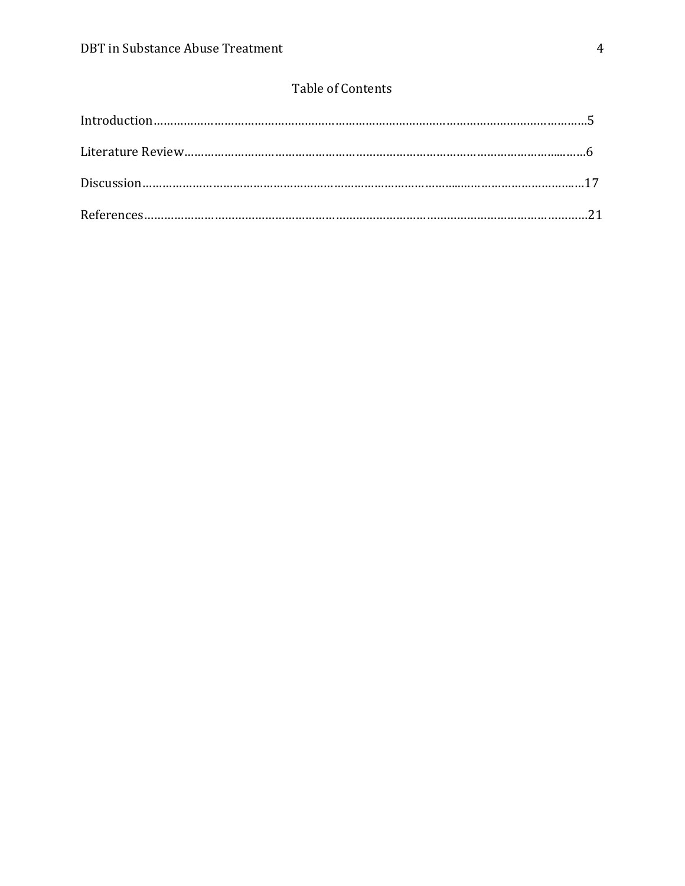# Table of Contents

Introduction……………………………………………………………………………………………………………5

Literature Review…………………………………………………………………………………………………6

Discussion……………………………………………………………………………………………………………17

References……………………………………………………………………………………………………………21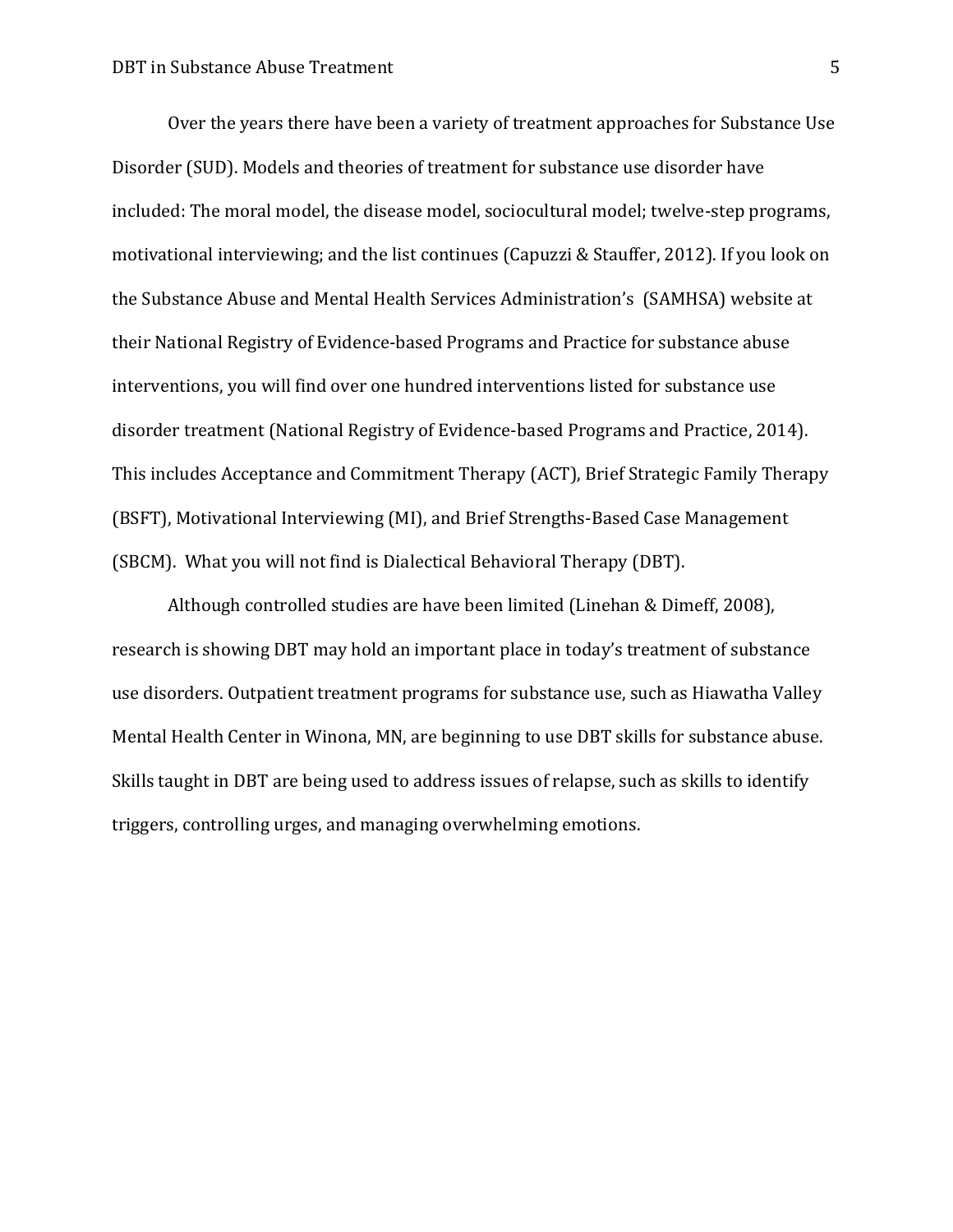Over the years there have been a variety of treatment approaches for Substance Use Disorder (SUD). Models and theories of treatment for substance use disorder have included: The moral model, the disease model, sociocultural model; twelve-step programs, motivational interviewing; and the list continues (Capuzzi & Stauffer, 2012). If you look on the Substance Abuse and Mental Health Services Administration's (SAMHSA) website at their National Registry of Evidence-based Programs and Practice for substance abuse interventions, you will find over one hundred interventions listed for substance use disorder treatment (National Registry of Evidence-based Programs and Practice, 2014). This includes Acceptance and Commitment Therapy (ACT), Brief Strategic Family Therapy (BSFT), Motivational Interviewing (MI), and Brief Strengths-Based Case Management (SBCM). What you will not find is Dialectical Behavioral Therapy (DBT).

Although controlled studies are have been limited (Linehan & Dimeff, 2008), research is showing DBT may hold an important place in today's treatment of substance use disorders. Outpatient treatment programs for substance use, such as Hiawatha Valley Mental Health Center in Winona, MN, are beginning to use DBT skills for substance abuse. Skills taught in DBT are being used to address issues of relapse, such as skills to identify triggers, controlling urges, and managing overwhelming emotions.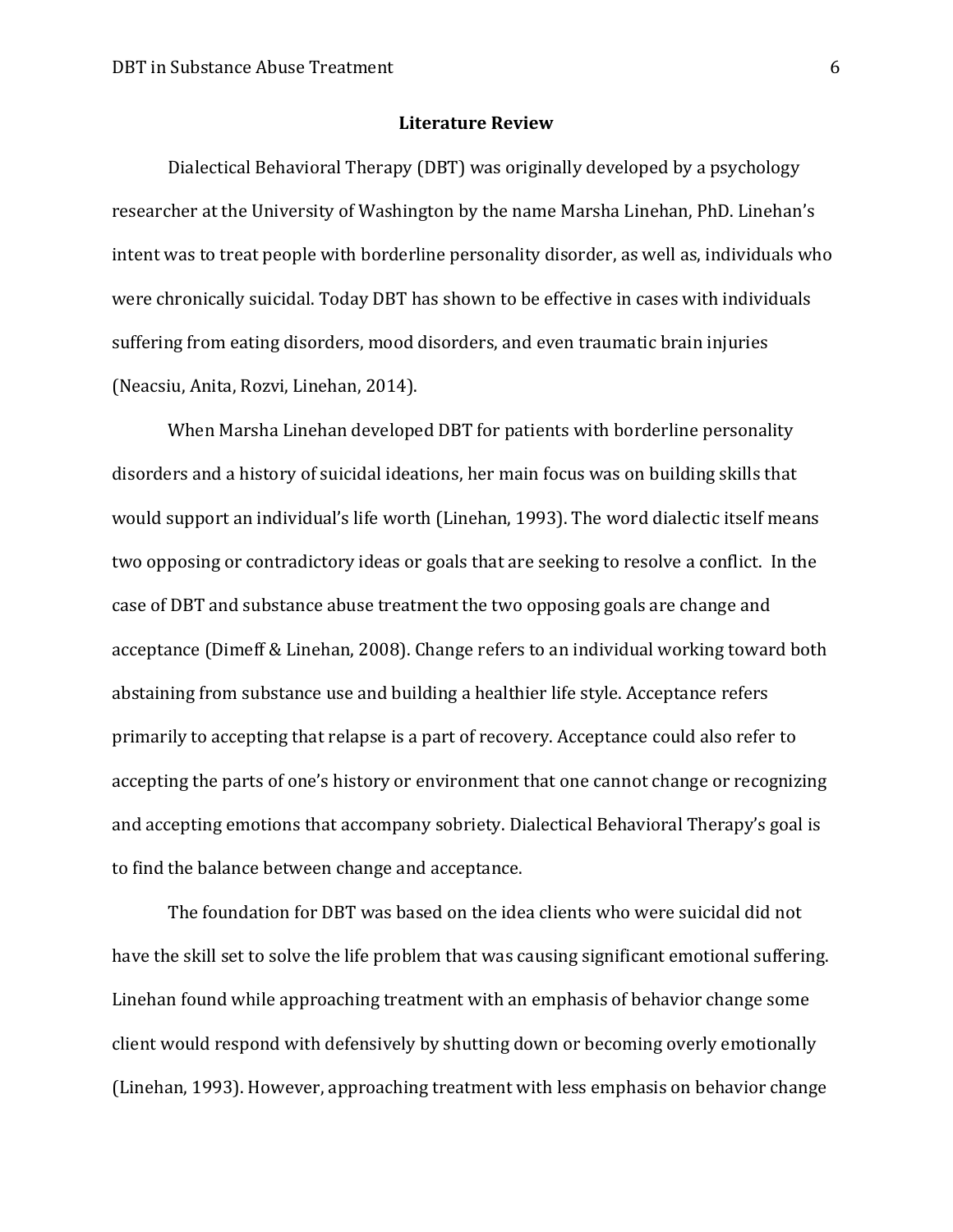## Literature Review

Dialectical Behavioral Therapy (DBT) was originally developed by a psychology researcher at the University of Washington by the name Marsha Linehan, PhD. Linehan's intent was to treat people with borderline personality disorder, as well as, individuals who were chronically suicidal. Today DBT has shown to be effective in cases with individuals suffering from eating disorders, mood disorders, and even traumatic brain injuries (Neacsiu, Anita, Rozvi, Linehan, 2014).

When Marsha Linehan developed DBT for patients with borderline personality disorders and a history of suicidal ideations, her main focus was on building skills that would support an individual's life worth (Linehan, 1993). The word dialectic itself means two opposing or contradictory ideas or goals that are seeking to resolve a conflict. In the case of DBT and substance abuse treatment the two opposing goals are change and acceptance (Dimeff & Linehan, 2008). Change refers to an individual working toward both abstaining from substance use and building a healthier life style. Acceptance refers primarily to accepting that relapse is a part of recovery. Acceptance could also refer to accepting the parts of one's history or environment that one cannot change or recognizing and accepting emotions that accompany sobriety. Dialectical Behavioral Therapy's goal is to find the balance between change and acceptance.

The foundation for DBT was based on the idea clients who were suicidal did not have the skill set to solve the life problem that was causing significant emotional suffering. Linehan found while approaching treatment with an emphasis of behavior change some client would respond with defensively by shutting down or becoming overly emotionally (Linehan, 1993). However, approaching treatment with less emphasis on behavior change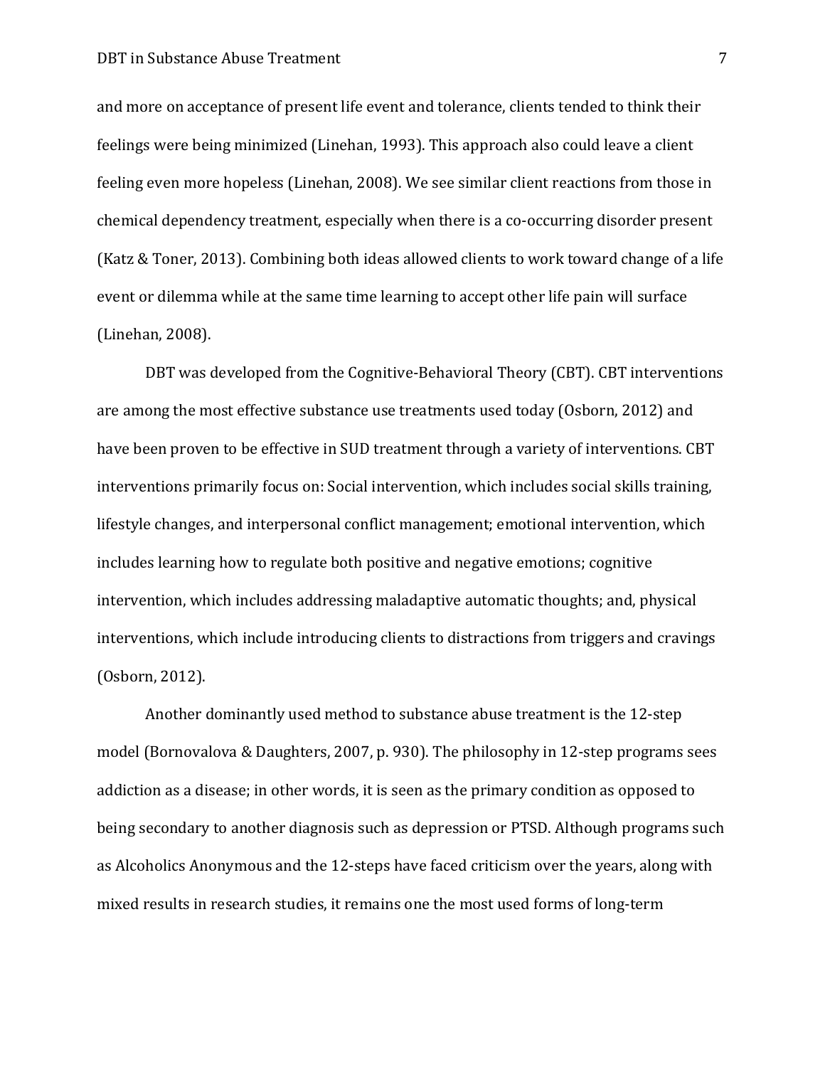and more on acceptance of present life event and tolerance, clients tended to think their feelings were being minimized (Linehan, 1993). This approach also could leave a client feeling even more hopeless (Linehan, 2008). We see similar client reactions from those in chemical dependency treatment, especially when there is a co-occurring disorder present (Katz & Toner, 2013). Combining both ideas allowed clients to work toward change of a life event or dilemma while at the same time learning to accept other life pain will surface (Linehan, 2008).

DBT was developed from the Cognitive-Behavioral Theory (CBT). CBT interventions are among the most effective substance use treatments used today (Osborn, 2012) and have been proven to be effective in SUD treatment through a variety of interventions. CBT interventions primarily focus on: Social intervention, which includes social skills training, lifestyle changes, and interpersonal conflict management; emotional intervention, which includes learning how to regulate both positive and negative emotions; cognitive intervention, which includes addressing maladaptive automatic thoughts; and, physical interventions, which include introducing clients to distractions from triggers and cravings (Osborn, 2012).

Another dominantly used method to substance abuse treatment is the 12-step model (Bornovalova & Daughters, 2007, p. 930). The philosophy in 12-step programs sees addiction as a disease; in other words, it is seen as the primary condition as opposed to being secondary to another diagnosis such as depression or PTSD. Although programs such as Alcoholics Anonymous and the 12-steps have faced criticism over the years, along with mixed results in research studies, it remains one the most used forms of long-term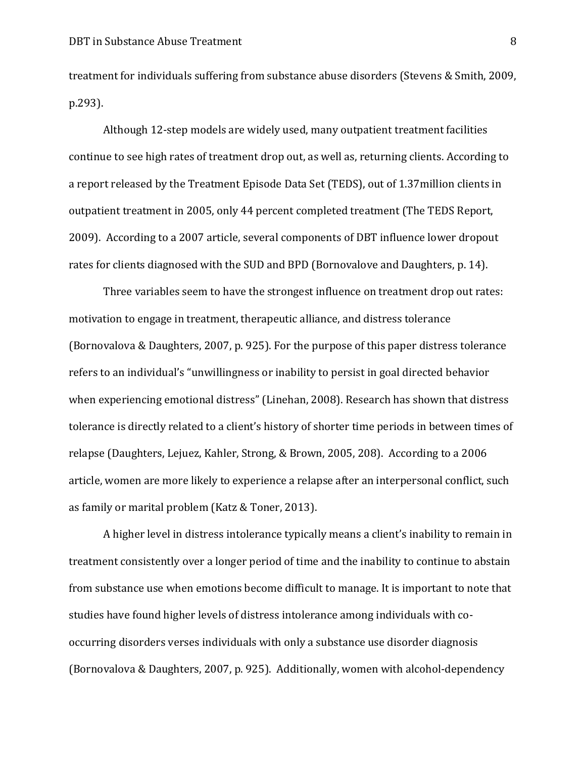treatment for individuals suffering from substance abuse disorders (Stevens & Smith, 2009, p.293).

Although 12-step models are widely used, many outpatient treatment facilities continue to see high rates of treatment drop out, as well as, returning clients. According to a report released by the Treatment Episode Data Set (TEDS), out of 1.37million clients in outpatient treatment in 2005, only 44 percent completed treatment (The TEDS Report, 2009). According to a 2007 article, several components of DBT influence lower dropout rates for clients diagnosed with the SUD and BPD (Bornovalove and Daughters, p. 14).

Three variables seem to have the strongest influence on treatment drop out rates: motivation to engage in treatment, therapeutic alliance, and distress tolerance (Bornovalova & Daughters, 2007, p. 925). For the purpose of this paper distress tolerance refers to an individual's "unwillingness or inability to persist in goal directed behavior when experiencing emotional distress" (Linehan, 2008). Research has shown that distress tolerance is directly related to a client's history of shorter time periods in between times of relapse (Daughters, Lejuez, Kahler, Strong, & Brown, 2005, 208). According to a 2006 article, women are more likely to experience a relapse after an interpersonal conflict, such as family or marital problem (Katz & Toner, 2013).

A higher level in distress intolerance typically means a client's inability to remain in treatment consistently over a longer period of time and the inability to continue to abstain from substance use when emotions become difficult to manage. It is important to note that studies have found higher levels of distress intolerance among individuals with co-occurring disorders verses individuals with only a substance use disorder diagnosis (Bornovalova & Daughters, 2007, p. 925). Additionally, women with alcohol-dependency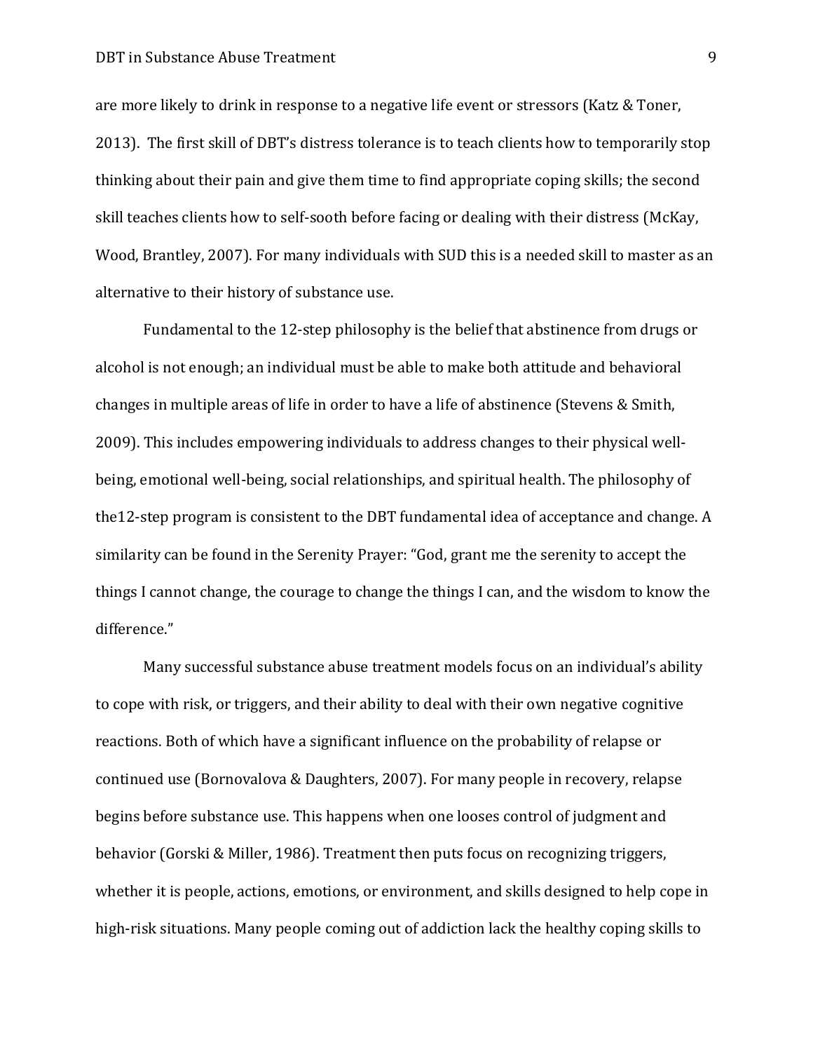are more likely to drink in response to a negative life event or stressors (Katz & Toner, 2013). The first skill of DBT's distress tolerance is to teach clients how to temporarily stop thinking about their pain and give them time to find appropriate coping skills; the second skill teaches clients how to self-sooth before facing or dealing with their distress (McKay, Wood, Brantley, 2007). For many individuals with SUD this is a needed skill to master as an alternative to their history of substance use.

Fundamental to the 12-step philosophy is the belief that abstinence from drugs or alcohol is not enough; an individual must be able to make both attitude and behavioral changes in multiple areas of life in order to have a life of abstinence (Stevens & Smith, 2009). This includes empowering individuals to address changes to their physical well-being, emotional well-being, social relationships, and spiritual health. The philosophy of the12-step program is consistent to the DBT fundamental idea of acceptance and change. A similarity can be found in the Serenity Prayer: "God, grant me the serenity to accept the things I cannot change, the courage to change the things I can, and the wisdom to know the difference."

Many successful substance abuse treatment models focus on an individual's ability to cope with risk, or triggers, and their ability to deal with their own negative cognitive reactions. Both of which have a significant influence on the probability of relapse or continued use (Bornovalova & Daughters, 2007). For many people in recovery, relapse begins before substance use. This happens when one looses control of judgment and behavior (Gorski & Miller, 1986). Treatment then puts focus on recognizing triggers, whether it is people, actions, emotions, or environment, and skills designed to help cope in high-risk situations. Many people coming out of addiction lack the healthy coping skills to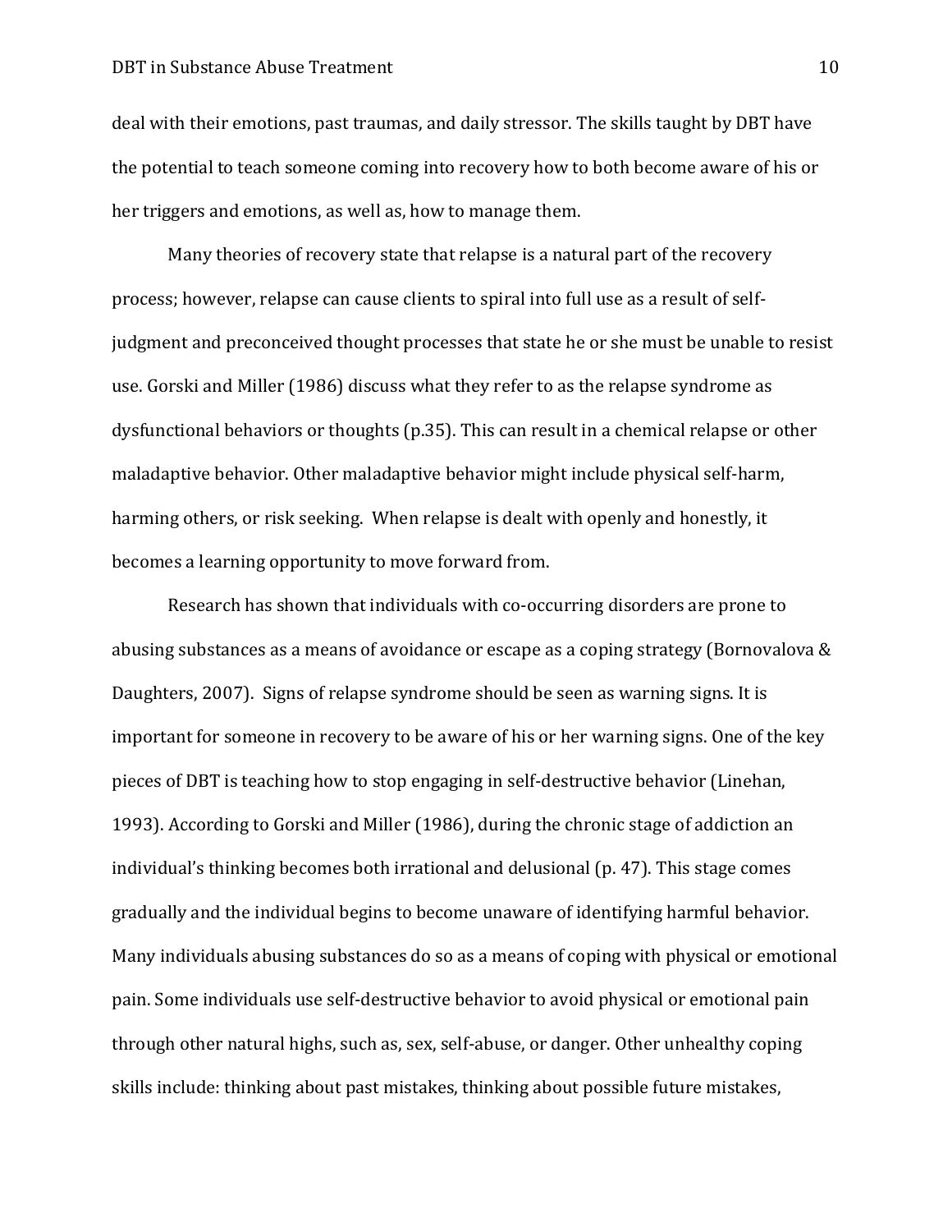deal with their emotions, past traumas, and daily stressor. The skills taught by DBT have the potential to teach someone coming into recovery how to both become aware of his or her triggers and emotions, as well as, how to manage them.

Many theories of recovery state that relapse is a natural part of the recovery process; however, relapse can cause clients to spiral into full use as a result of self-judgment and preconceived thought processes that state he or she must be unable to resist use. Gorski and Miller (1986) discuss what they refer to as the relapse syndrome as dysfunctional behaviors or thoughts (p.35). This can result in a chemical relapse or other maladaptive behavior. Other maladaptive behavior might include physical self-harm, harming others, or risk seeking. When relapse is dealt with openly and honestly, it becomes a learning opportunity to move forward from.

Research has shown that individuals with co-occurring disorders are prone to abusing substances as a means of avoidance or escape as a coping strategy (Bornovalova & Daughters, 2007). Signs of relapse syndrome should be seen as warning signs. It is important for someone in recovery to be aware of his or her warning signs. One of the key pieces of DBT is teaching how to stop engaging in self-destructive behavior (Linehan, 1993). According to Gorski and Miller (1986), during the chronic stage of addiction an individual's thinking becomes both irrational and delusional (p. 47). This stage comes gradually and the individual begins to become unaware of identifying harmful behavior. Many individuals abusing substances do so as a means of coping with physical or emotional pain. Some individuals use self-destructive behavior to avoid physical or emotional pain through other natural highs, such as, sex, self-abuse, or danger. Other unhealthy coping skills include: thinking about past mistakes, thinking about possible future mistakes,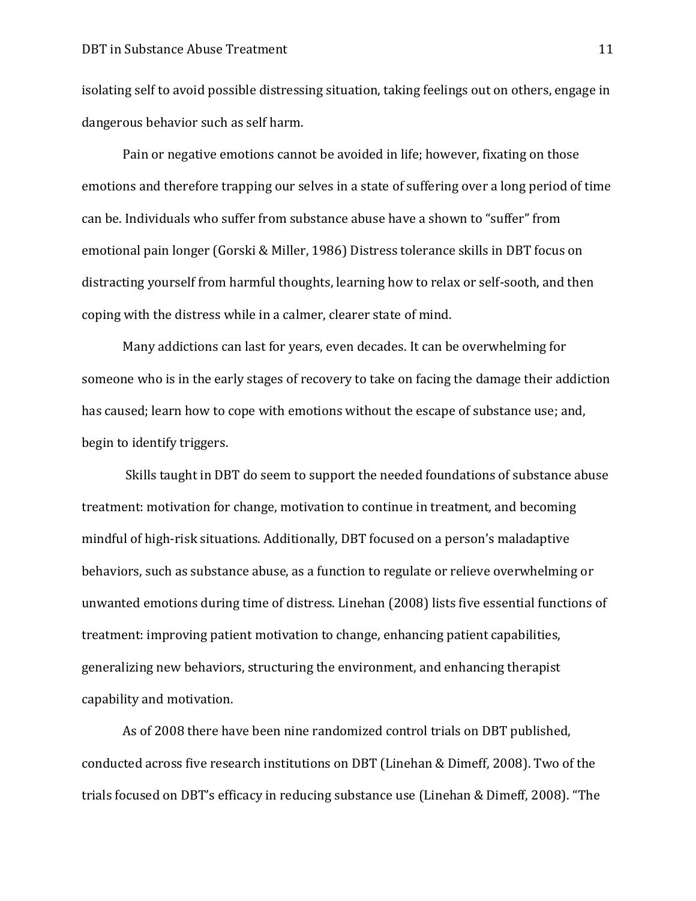isolating self to avoid possible distressing situation, taking feelings out on others, engage in dangerous behavior such as self harm.

Pain or negative emotions cannot be avoided in life; however, fixating on those emotions and therefore trapping our selves in a state of suffering over a long period of time can be. Individuals who suffer from substance abuse have a shown to "suffer" from emotional pain longer (Gorski & Miller, 1986) Distress tolerance skills in DBT focus on distracting yourself from harmful thoughts, learning how to relax or self-sooth, and then coping with the distress while in a calmer, clearer state of mind.

Many addictions can last for years, even decades. It can be overwhelming for someone who is in the early stages of recovery to take on facing the damage their addiction has caused; learn how to cope with emotions without the escape of substance use; and, begin to identify triggers.

Skills taught in DBT do seem to support the needed foundations of substance abuse treatment: motivation for change, motivation to continue in treatment, and becoming mindful of high-risk situations. Additionally, DBT focused on a person's maladaptive behaviors, such as substance abuse, as a function to regulate or relieve overwhelming or unwanted emotions during time of distress. Linehan (2008) lists five essential functions of treatment: improving patient motivation to change, enhancing patient capabilities, generalizing new behaviors, structuring the environment, and enhancing therapist capability and motivation.

As of 2008 there have been nine randomized control trials on DBT published, conducted across five research institutions on DBT (Linehan & Dimeff, 2008). Two of the trials focused on DBT's efficacy in reducing substance use (Linehan & Dimeff, 2008). "The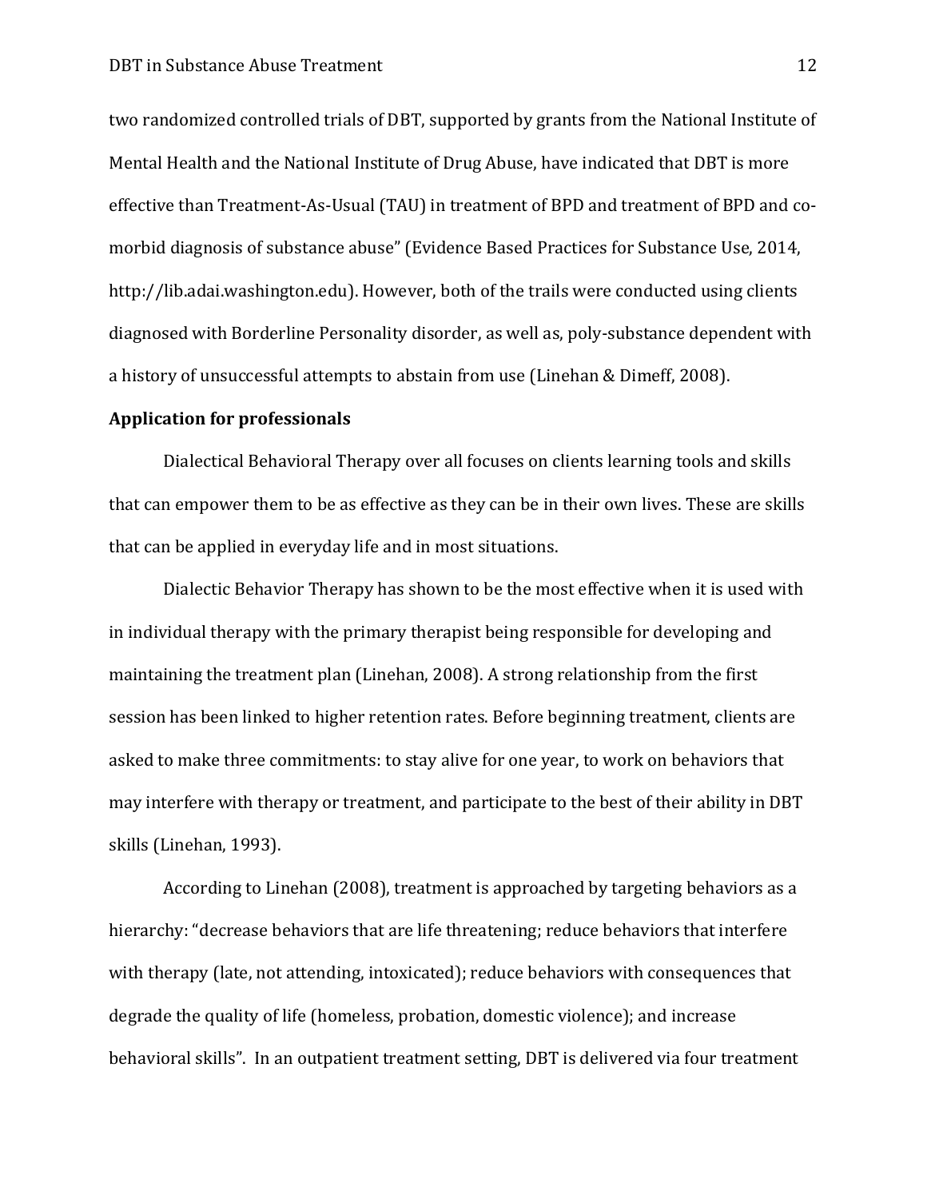two randomized controlled trials of DBT, supported by grants from the National Institute of Mental Health and the National Institute of Drug Abuse, have indicated that DBT is more effective than Treatment-As-Usual (TAU) in treatment of BPD and treatment of BPD and co-morbid diagnosis of substance abuse" (Evidence Based Practices for Substance Use, 2014, http://lib.adai.washington.edu). However, both of the trails were conducted using clients diagnosed with Borderline Personality disorder, as well as, poly-substance dependent with a history of unsuccessful attempts to abstain from use (Linehan & Dimeff, 2008).

**Application for professionals**

Dialectical Behavioral Therapy over all focuses on clients learning tools and skills that can empower them to be as effective as they can be in their own lives. These are skills that can be applied in everyday life and in most situations.

Dialectic Behavior Therapy has shown to be the most effective when it is used with in individual therapy with the primary therapist being responsible for developing and maintaining the treatment plan (Linehan, 2008). A strong relationship from the first session has been linked to higher retention rates. Before beginning treatment, clients are asked to make three commitments: to stay alive for one year, to work on behaviors that may interfere with therapy or treatment, and participate to the best of their ability in DBT skills (Linehan, 1993).

According to Linehan (2008), treatment is approached by targeting behaviors as a hierarchy: "decrease behaviors that are life threatening; reduce behaviors that interfere with therapy (late, not attending, intoxicated); reduce behaviors with consequences that degrade the quality of life (homeless, probation, domestic violence); and increase behavioral skills". In an outpatient treatment setting, DBT is delivered via four treatment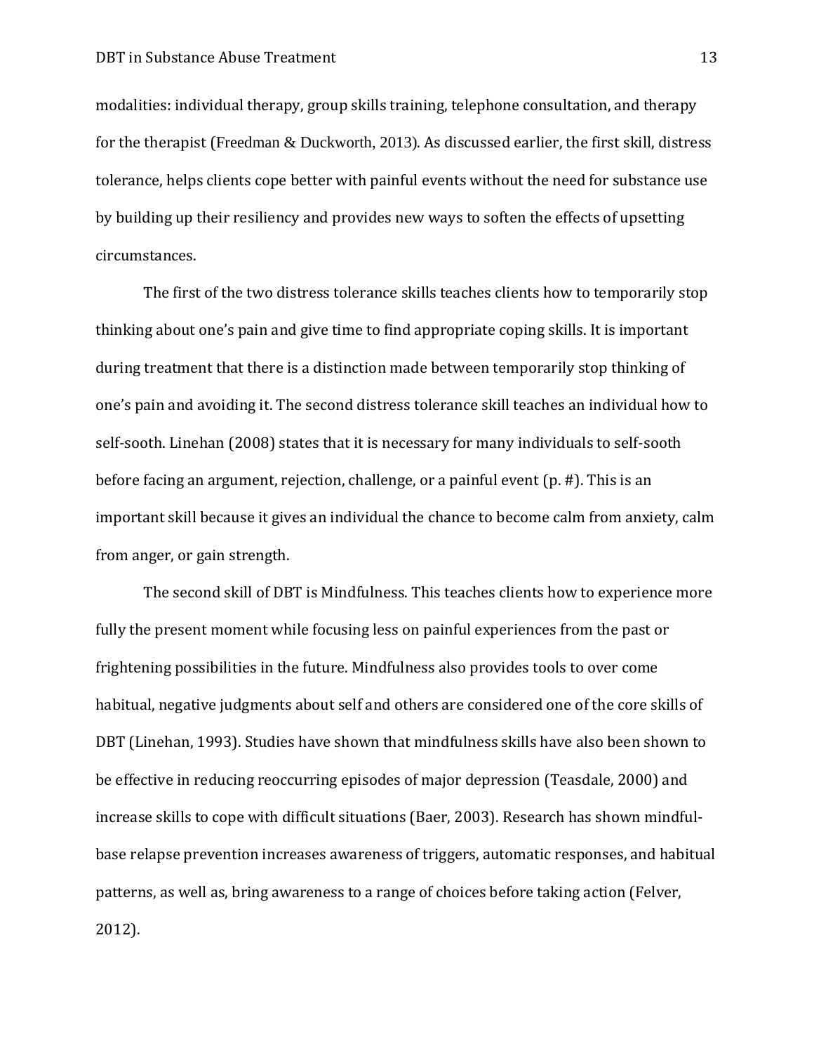modalities: individual therapy, group skills training, telephone consultation, and therapy for the therapist (Freedman & Duckworth, 2013). As discussed earlier, the first skill, distress tolerance, helps clients cope better with painful events without the need for substance use by building up their resiliency and provides new ways to soften the effects of upsetting circumstances.

The first of the two distress tolerance skills teaches clients how to temporarily stop thinking about one's pain and give time to find appropriate coping skills. It is important during treatment that there is a distinction made between temporarily stop thinking of one's pain and avoiding it. The second distress tolerance skill teaches an individual how to self-sooth. Linehan (2008) states that it is necessary for many individuals to self-sooth before facing an argument, rejection, challenge, or a painful event (p. #). This is an important skill because it gives an individual the chance to become calm from anxiety, calm from anger, or gain strength.

The second skill of DBT is Mindfulness. This teaches clients how to experience more fully the present moment while focusing less on painful experiences from the past or frightening possibilities in the future. Mindfulness also provides tools to over come habitual, negative judgments about self and others are considered one of the core skills of DBT (Linehan, 1993). Studies have shown that mindfulness skills have also been shown to be effective in reducing reoccurring episodes of major depression (Teasdale, 2000) and increase skills to cope with difficult situations (Baer, 2003). Research has shown mindful-base relapse prevention increases awareness of triggers, automatic responses, and habitual patterns, as well as, bring awareness to a range of choices before taking action (Felver, 2012).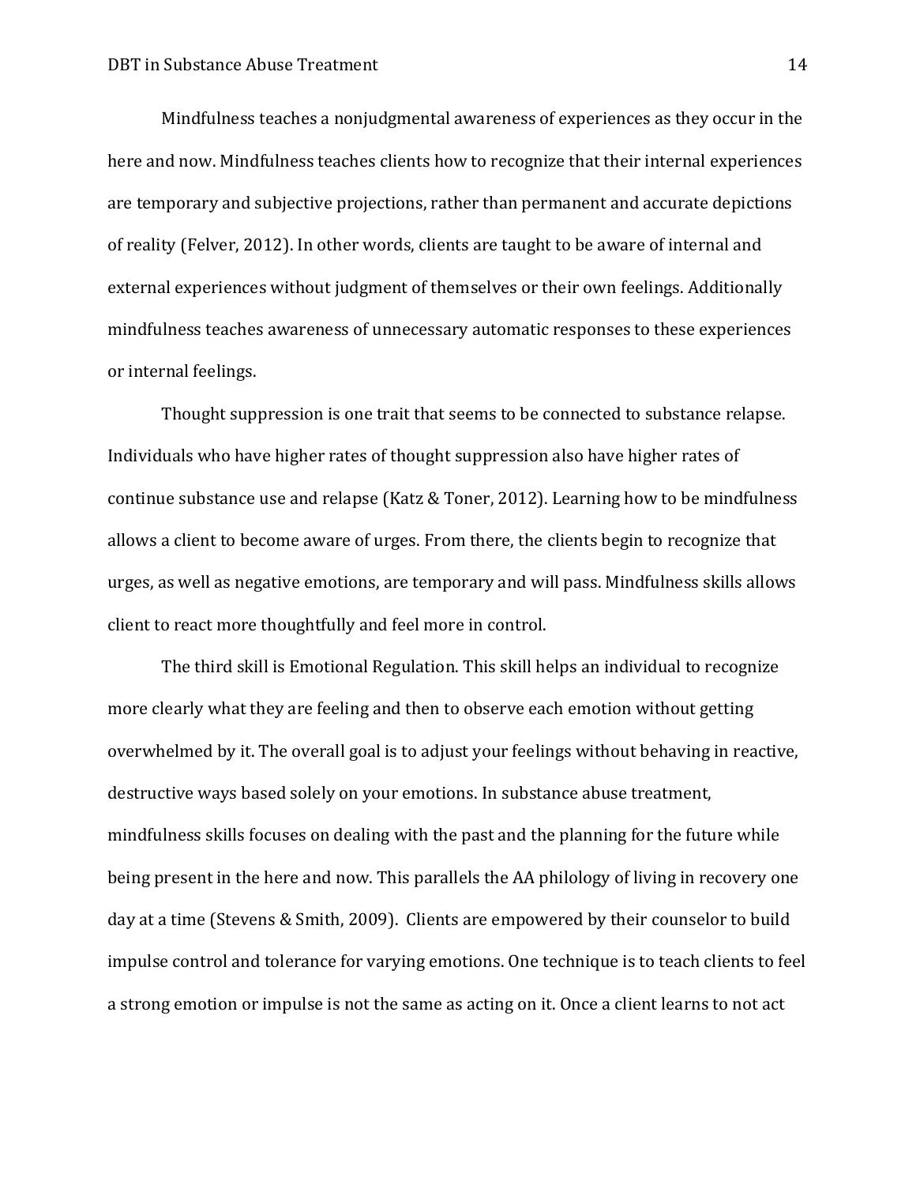Mindfulness teaches a nonjudgmental awareness of experiences as they occur in the here and now. Mindfulness teaches clients how to recognize that their internal experiences are temporary and subjective projections, rather than permanent and accurate depictions of reality (Felver, 2012). In other words, clients are taught to be aware of internal and external experiences without judgment of themselves or their own feelings. Additionally mindfulness teaches awareness of unnecessary automatic responses to these experiences or internal feelings.

Thought suppression is one trait that seems to be connected to substance relapse. Individuals who have higher rates of thought suppression also have higher rates of continue substance use and relapse (Katz & Toner, 2012). Learning how to be mindfulness allows a client to become aware of urges. From there, the clients begin to recognize that urges, as well as negative emotions, are temporary and will pass. Mindfulness skills allows client to react more thoughtfully and feel more in control.

The third skill is Emotional Regulation. This skill helps an individual to recognize more clearly what they are feeling and then to observe each emotion without getting overwhelmed by it. The overall goal is to adjust your feelings without behaving in reactive, destructive ways based solely on your emotions. In substance abuse treatment, mindfulness skills focuses on dealing with the past and the planning for the future while being present in the here and now. This parallels the AA philology of living in recovery one day at a time (Stevens & Smith, 2009). Clients are empowered by their counselor to build impulse control and tolerance for varying emotions. One technique is to teach clients to feel a strong emotion or impulse is not the same as acting on it. Once a client learns to not act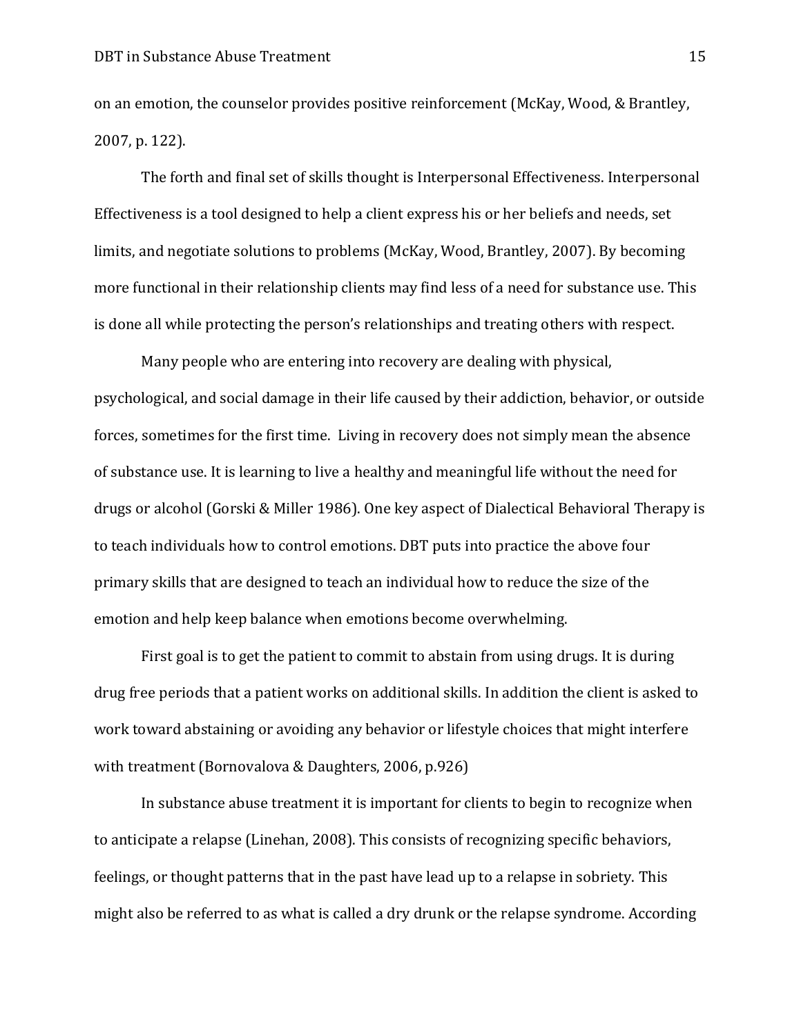on an emotion, the counselor provides positive reinforcement (McKay, Wood, & Brantley, 2007, p. 122).

The forth and final set of skills thought is Interpersonal Effectiveness. Interpersonal Effectiveness is a tool designed to help a client express his or her beliefs and needs, set limits, and negotiate solutions to problems (McKay, Wood, Brantley, 2007). By becoming more functional in their relationship clients may find less of a need for substance use. This is done all while protecting the person's relationships and treating others with respect.

Many people who are entering into recovery are dealing with physical, psychological, and social damage in their life caused by their addiction, behavior, or outside forces, sometimes for the first time. Living in recovery does not simply mean the absence of substance use. It is learning to live a healthy and meaningful life without the need for drugs or alcohol (Gorski & Miller 1986). One key aspect of Dialectical Behavioral Therapy is to teach individuals how to control emotions. DBT puts into practice the above four primary skills that are designed to teach an individual how to reduce the size of the emotion and help keep balance when emotions become overwhelming.

First goal is to get the patient to commit to abstain from using drugs. It is during drug free periods that a patient works on additional skills. In addition the client is asked to work toward abstaining or avoiding any behavior or lifestyle choices that might interfere with treatment (Bornovalova & Daughters, 2006, p.926)

In substance abuse treatment it is important for clients to begin to recognize when to anticipate a relapse (Linehan, 2008). This consists of recognizing specific behaviors, feelings, or thought patterns that in the past have lead up to a relapse in sobriety. This might also be referred to as what is called a dry drunk or the relapse syndrome. According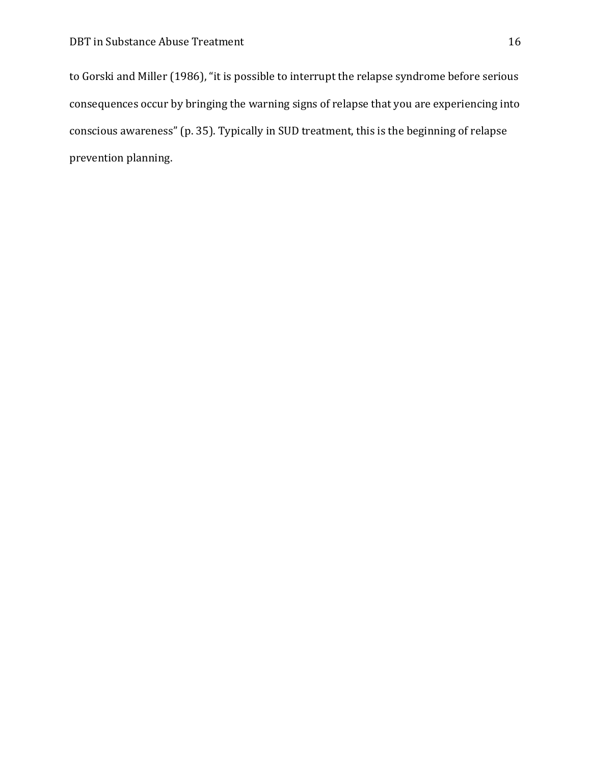to Gorski and Miller (1986), “it is possible to interrupt the relapse syndrome before serious consequences occur by bringing the warning signs of relapse that you are experiencing into conscious awareness” (p. 35). Typically in SUD treatment, this is the beginning of relapse prevention planning.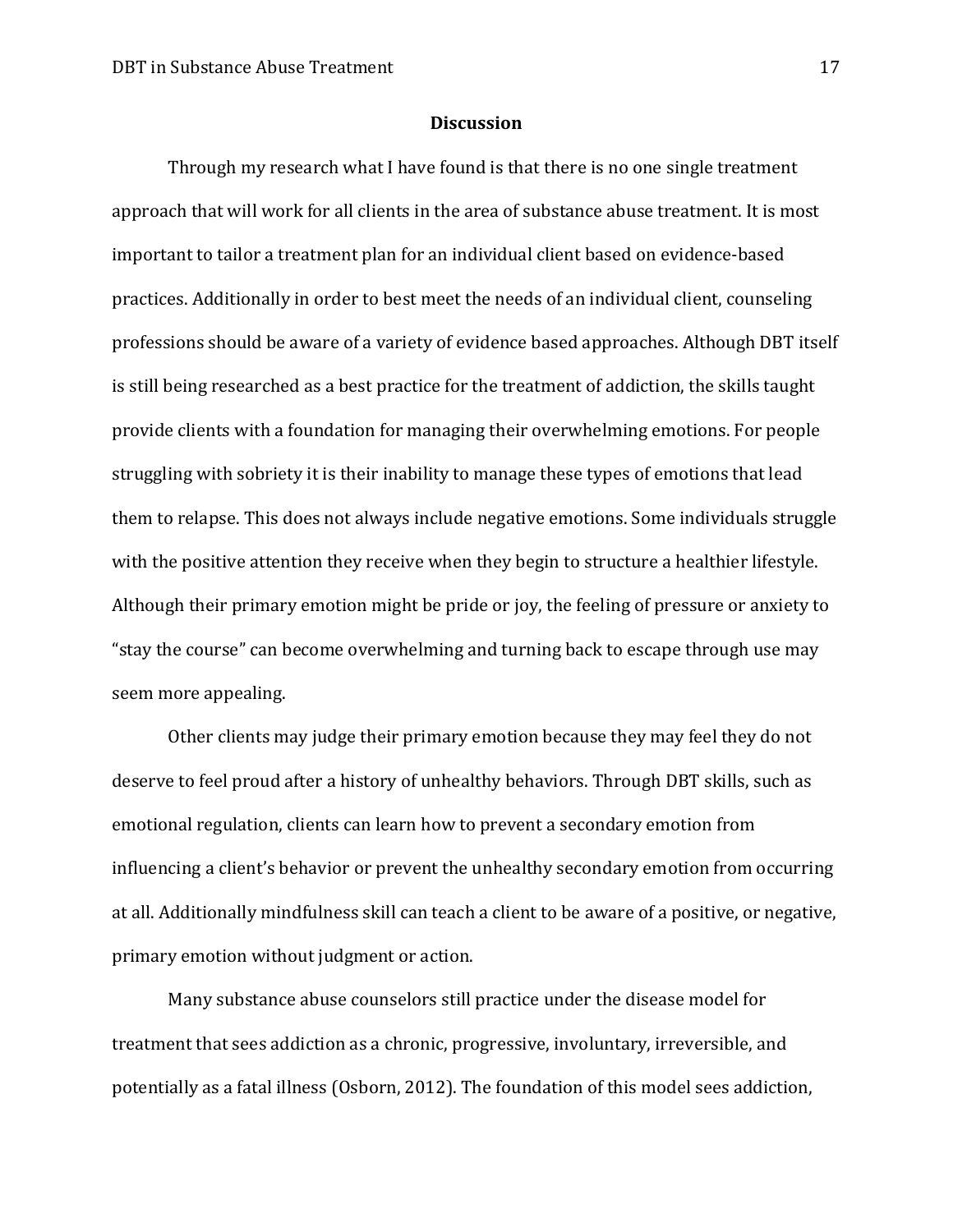## Discussion

Through my research what I have found is that there is no one single treatment approach that will work for all clients in the area of substance abuse treatment. It is most important to tailor a treatment plan for an individual client based on evidence-based practices. Additionally in order to best meet the needs of an individual client, counseling professions should be aware of a variety of evidence based approaches. Although DBT itself is still being researched as a best practice for the treatment of addiction, the skills taught provide clients with a foundation for managing their overwhelming emotions. For people struggling with sobriety it is their inability to manage these types of emotions that lead them to relapse. This does not always include negative emotions. Some individuals struggle with the positive attention they receive when they begin to structure a healthier lifestyle. Although their primary emotion might be pride or joy, the feeling of pressure or anxiety to "stay the course" can become overwhelming and turning back to escape through use may seem more appealing.

Other clients may judge their primary emotion because they may feel they do not deserve to feel proud after a history of unhealthy behaviors. Through DBT skills, such as emotional regulation, clients can learn how to prevent a secondary emotion from influencing a client's behavior or prevent the unhealthy secondary emotion from occurring at all. Additionally mindfulness skill can teach a client to be aware of a positive, or negative, primary emotion without judgment or action.

Many substance abuse counselors still practice under the disease model for treatment that sees addiction as a chronic, progressive, involuntary, irreversible, and potentially as a fatal illness (Osborn, 2012). The foundation of this model sees addiction,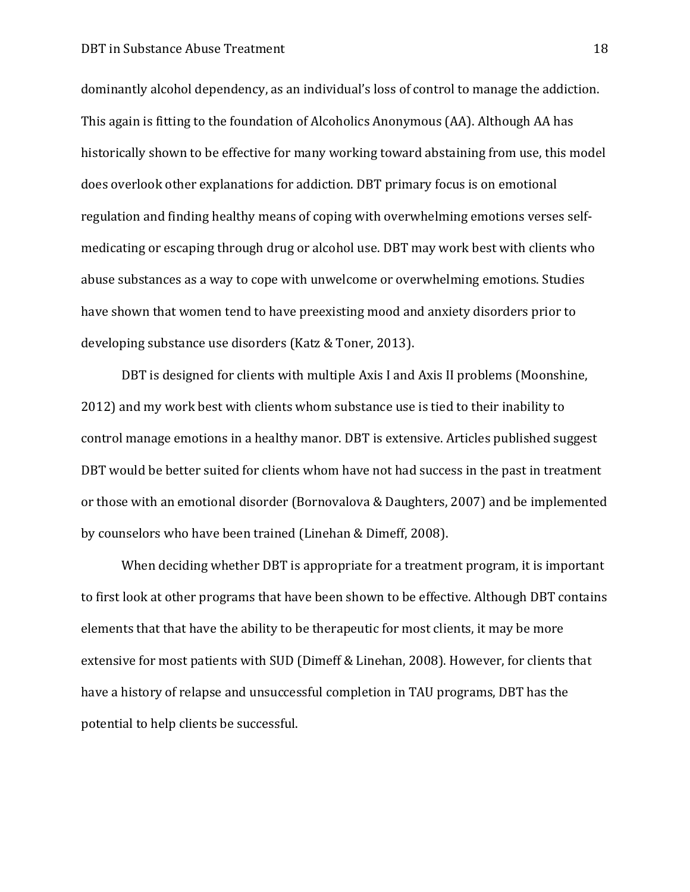dominantly alcohol dependency, as an individual's loss of control to manage the addiction. This again is fitting to the foundation of Alcoholics Anonymous (AA). Although AA has historically shown to be effective for many working toward abstaining from use, this model does overlook other explanations for addiction. DBT primary focus is on emotional regulation and finding healthy means of coping with overwhelming emotions verses self-medicating or escaping through drug or alcohol use. DBT may work best with clients who abuse substances as a way to cope with unwelcome or overwhelming emotions. Studies have shown that women tend to have preexisting mood and anxiety disorders prior to developing substance use disorders (Katz & Toner, 2013).

DBT is designed for clients with multiple Axis I and Axis II problems (Moonshine, 2012) and my work best with clients whom substance use is tied to their inability to control manage emotions in a healthy manor. DBT is extensive. Articles published suggest DBT would be better suited for clients whom have not had success in the past in treatment or those with an emotional disorder (Bornovalova & Daughters, 2007) and be implemented by counselors who have been trained (Linehan & Dimeff, 2008).

When deciding whether DBT is appropriate for a treatment program, it is important to first look at other programs that have been shown to be effective. Although DBT contains elements that that have the ability to be therapeutic for most clients, it may be more extensive for most patients with SUD (Dimeff & Linehan, 2008). However, for clients that have a history of relapse and unsuccessful completion in TAU programs, DBT has the potential to help clients be successful.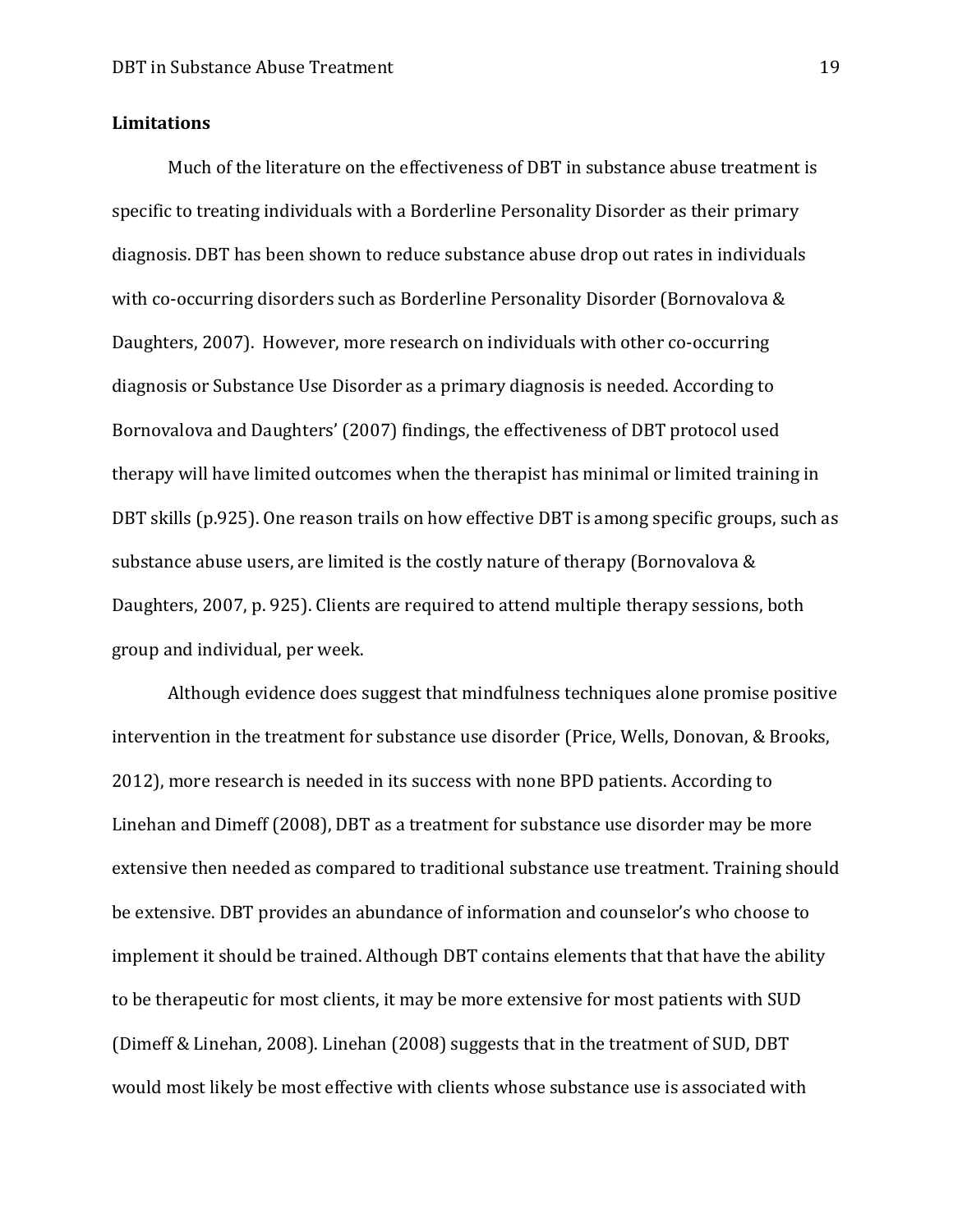**Limitations**

Much of the literature on the effectiveness of DBT in substance abuse treatment is specific to treating individuals with a Borderline Personality Disorder as their primary diagnosis. DBT has been shown to reduce substance abuse drop out rates in individuals with co-occurring disorders such as Borderline Personality Disorder (Bornovalova & Daughters, 2007). However, more research on individuals with other co-occurring diagnosis or Substance Use Disorder as a primary diagnosis is needed. According to Bornovalova and Daughters' (2007) findings, the effectiveness of DBT protocol used therapy will have limited outcomes when the therapist has minimal or limited training in DBT skills (p.925). One reason trails on how effective DBT is among specific groups, such as substance abuse users, are limited is the costly nature of therapy (Bornovalova & Daughters, 2007, p. 925). Clients are required to attend multiple therapy sessions, both group and individual, per week.

Although evidence does suggest that mindfulness techniques alone promise positive intervention in the treatment for substance use disorder (Price, Wells, Donovan, & Brooks, 2012), more research is needed in its success with none BPD patients. According to Linehan and Dimeff (2008), DBT as a treatment for substance use disorder may be more extensive then needed as compared to traditional substance use treatment. Training should be extensive. DBT provides an abundance of information and counselor's who choose to implement it should be trained. Although DBT contains elements that that have the ability to be therapeutic for most clients, it may be more extensive for most patients with SUD (Dimeff & Linehan, 2008). Linehan (2008) suggests that in the treatment of SUD, DBT would most likely be most effective with clients whose substance use is associated with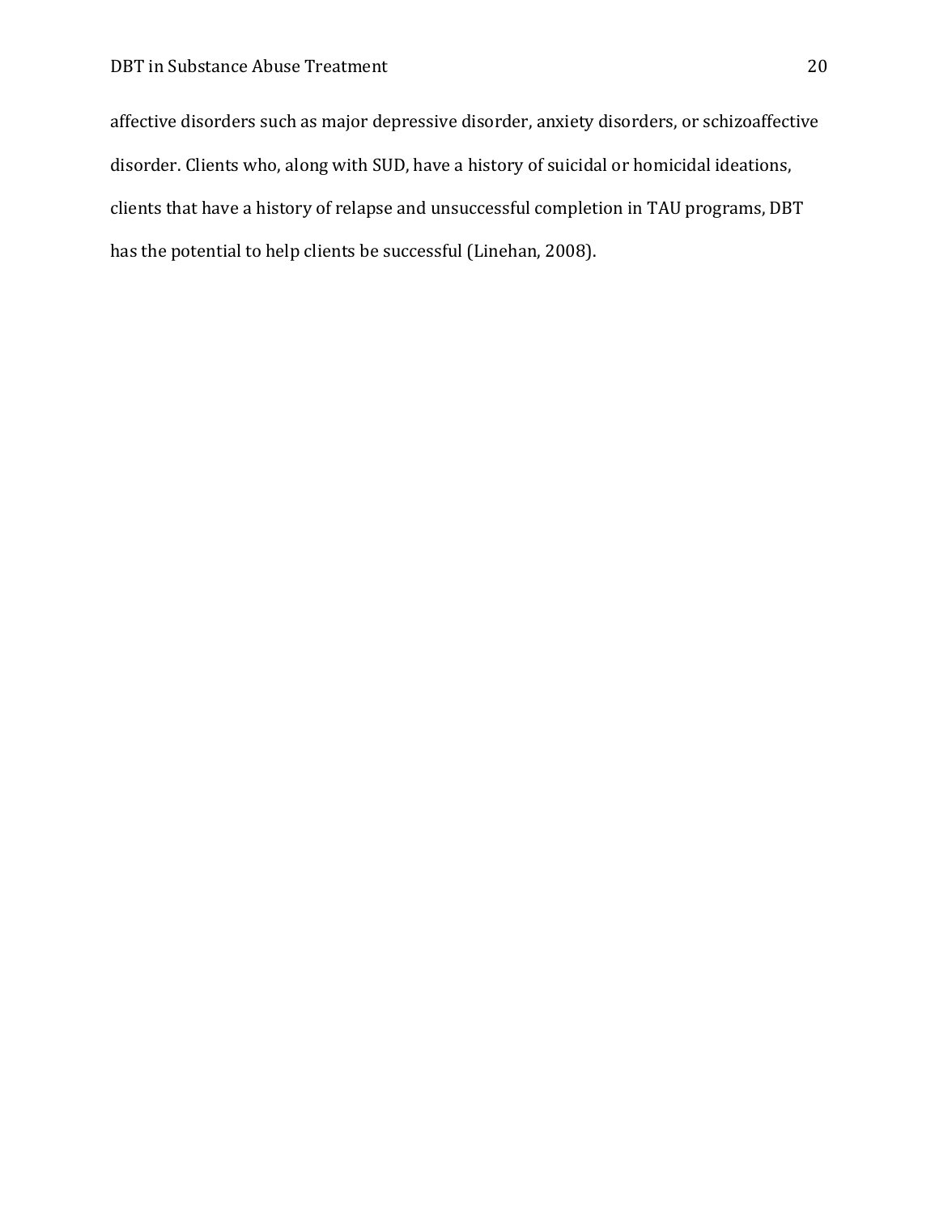affective disorders such as major depressive disorder, anxiety disorders, or schizoaffective disorder. Clients who, along with SUD, have a history of suicidal or homicidal ideations, clients that have a history of relapse and unsuccessful completion in TAU programs, DBT has the potential to help clients be successful (Linehan, 2008).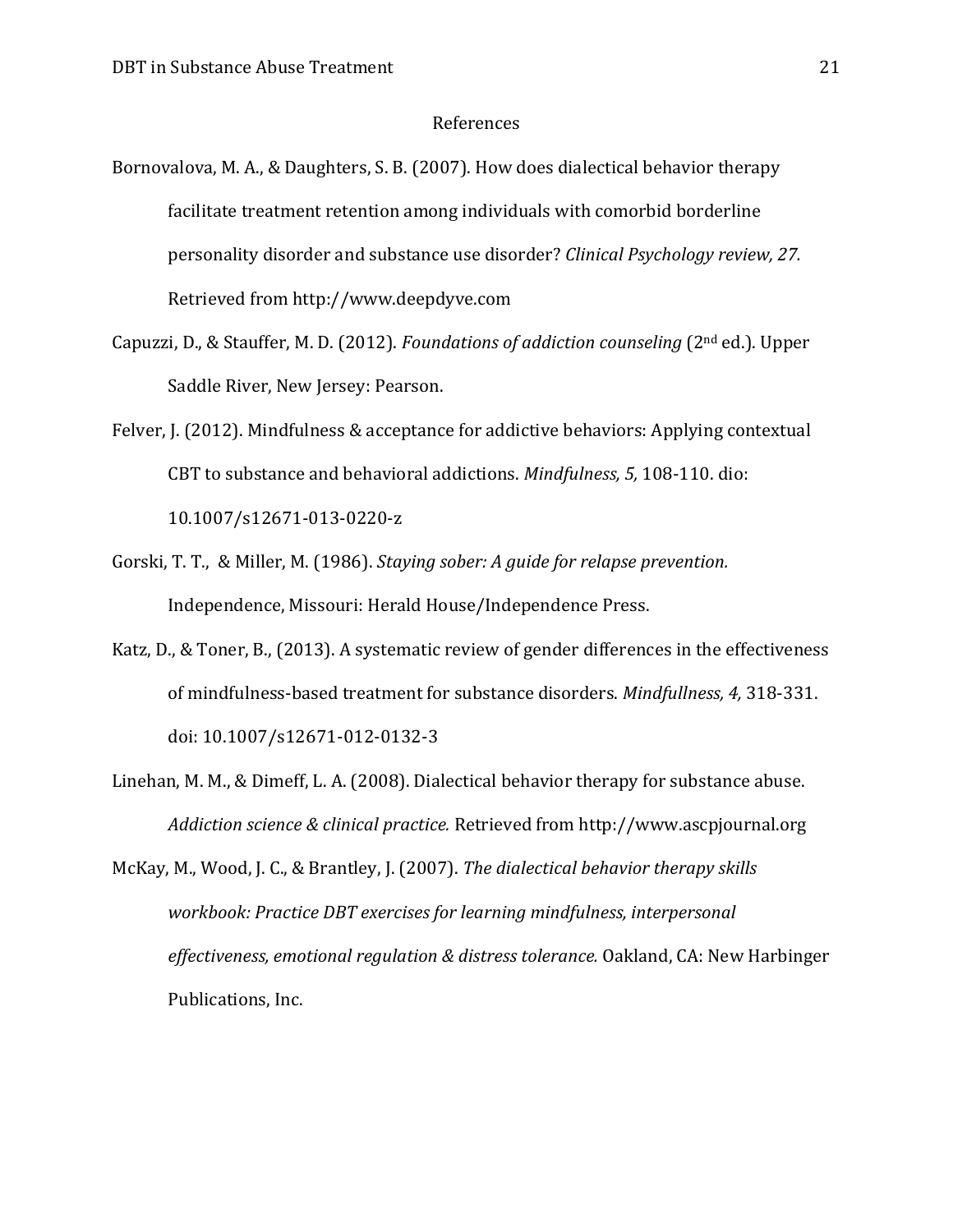# References

Bornovalova, M. A., & Daughters, S. B. (2007). How does dialectical behavior therapy facilitate treatment retention among individuals with comorbid borderline personality disorder and substance use disorder? *Clinical Psychology review, 27.* Retrieved from http://www.deepdyve.com

Capuzzi, D., & Stauffer, M. D. (2012). *Foundations of addiction counseling* (2nd ed.). Upper Saddle River, New Jersey: Pearson.

Felver, J. (2012). Mindfulness & acceptance for addictive behaviors: Applying contextual CBT to substance and behavioral addictions. *Mindfulness, 5,* 108-110. dio: 10.1007/s12671-013-0220-z

Gorski, T. T., & Miller, M. (1986). *Staying sober: A guide for relapse prevention.* Independence, Missouri: Herald House/Independence Press.

Katz, D., & Toner, B., (2013). A systematic review of gender differences in the effectiveness of mindfulness-based treatment for substance disorders. *Mindfullness, 4,* 318-331. doi: 10.1007/s12671-012-0132-3

Linehan, M. M., & Dimeff, L. A. (2008). Dialectical behavior therapy for substance abuse. *Addiction science & clinical practice.* Retrieved from http://www.ascpjournal.org

McKay, M., Wood, J. C., & Brantley, J. (2007). *The dialectical behavior therapy skills workbook: Practice DBT exercises for learning mindfulness, interpersonal effectiveness, emotional regulation & distress tolerance.* Oakland, CA: New Harbinger Publications, Inc.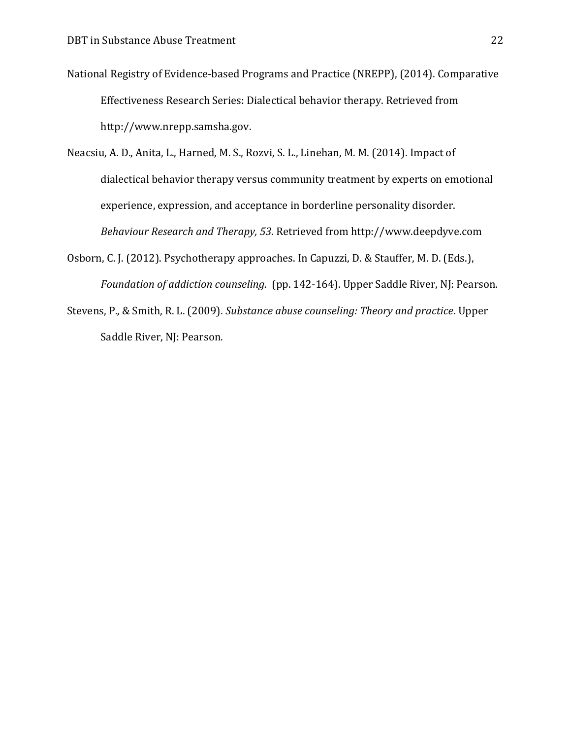National Registry of Evidence-based Programs and Practice (NREPP), (2014). Comparative Effectiveness Research Series: Dialectical behavior therapy. Retrieved from http://www.nrepp.samsha.gov.

Neacsiu, A. D., Anita, L., Harned, M. S., Rozvi, S. L., Linehan, M. M. (2014). Impact of dialectical behavior therapy versus community treatment by experts on emotional experience, expression, and acceptance in borderline personality disorder. *Behaviour Research and Therapy, 53.* Retrieved from http://www.deepdyve.com

Osborn, C. J. (2012). Psychotherapy approaches. In Capuzzi, D. & Stauffer, M. D. (Eds.), *Foundation of addiction counseling.* (pp. 142-164). Upper Saddle River, NJ: Pearson.

Stevens, P., & Smith, R. L. (2009). *Substance abuse counseling: Theory and practice*. Upper Saddle River, NJ: Pearson.